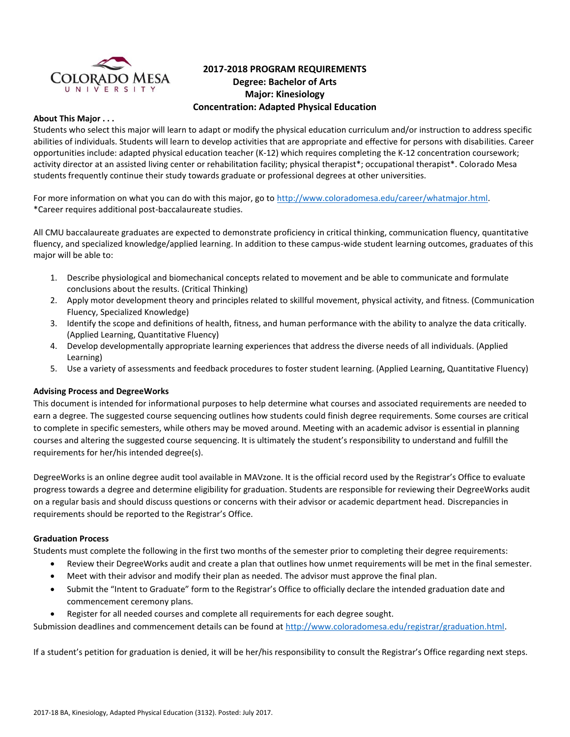# 2017-2018 PROGRAM REQUIREMENTS
## Degree: Bachelor of Arts
## Major: Kinesiology
## Concentration: Adapted Physical Education

**About This Major . . .**

Students who select this major will learn to adapt or modify the physical education curriculum and/or instruction to address specific abilities of individuals. Students will learn to develop activities that are appropriate and effective for persons with disabilities. Career opportunities include: adapted physical education teacher (K-12) which requires completing the K-12 concentration coursework; activity director at an assisted living center or rehabilitation facility; physical therapist*; occupational therapist*. Colorado Mesa students frequently continue their study towards graduate or professional degrees at other universities.

For more information on what you can do with this major, go to http://www.coloradomesa.edu/career/whatmajor.html.
*Career requires additional post-baccalaureate studies.

All CMU baccalaureate graduates are expected to demonstrate proficiency in critical thinking, communication fluency, quantitative fluency, and specialized knowledge/applied learning. In addition to these campus-wide student learning outcomes, graduates of this major will be able to:

1. Describe physiological and biomechanical concepts related to movement and be able to communicate and formulate conclusions about the results. (Critical Thinking)
2. Apply motor development theory and principles related to skillful movement, physical activity, and fitness. (Communication Fluency, Specialized Knowledge)
3. Identify the scope and definitions of health, fitness, and human performance with the ability to analyze the data critically. (Applied Learning, Quantitative Fluency)
4. Develop developmentally appropriate learning experiences that address the diverse needs of all individuals. (Applied Learning)
5. Use a variety of assessments and feedback procedures to foster student learning. (Applied Learning, Quantitative Fluency)

**Advising Process and DegreeWorks**

This document is intended for informational purposes to help determine what courses and associated requirements are needed to earn a degree. The suggested course sequencing outlines how students could finish degree requirements. Some courses are critical to complete in specific semesters, while others may be moved around. Meeting with an academic advisor is essential in planning courses and altering the suggested course sequencing. It is ultimately the student's responsibility to understand and fulfill the requirements for her/his intended degree(s).

DegreeWorks is an online degree audit tool available in MAVzone. It is the official record used by the Registrar's Office to evaluate progress towards a degree and determine eligibility for graduation. Students are responsible for reviewing their DegreeWorks audit on a regular basis and should discuss questions or concerns with their advisor or academic department head. Discrepancies in requirements should be reported to the Registrar's Office.

**Graduation Process**

Students must complete the following in the first two months of the semester prior to completing their degree requirements:

- Review their DegreeWorks audit and create a plan that outlines how unmet requirements will be met in the final semester.
- Meet with their advisor and modify their plan as needed. The advisor must approve the final plan.
- Submit the "Intent to Graduate" form to the Registrar's Office to officially declare the intended graduation date and commencement ceremony plans.
- Register for all needed courses and complete all requirements for each degree sought.

Submission deadlines and commencement details can be found at http://www.coloradomesa.edu/registrar/graduation.html.

If a student's petition for graduation is denied, it will be her/his responsibility to consult the Registrar's Office regarding next steps.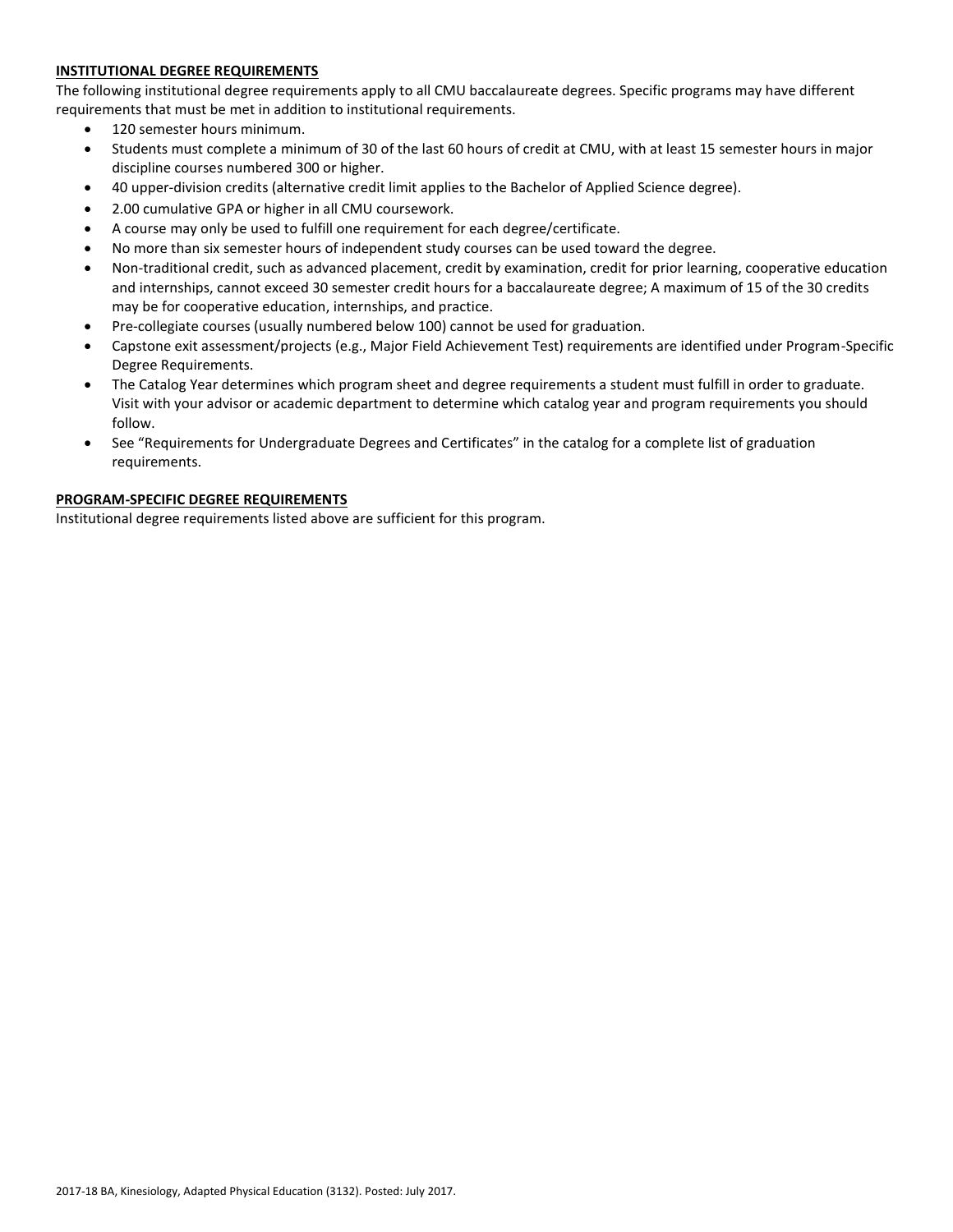## INSTITUTIONAL DEGREE REQUIREMENTS

The following institutional degree requirements apply to all CMU baccalaureate degrees. Specific programs may have different requirements that must be met in addition to institutional requirements.

- 120 semester hours minimum.
- Students must complete a minimum of 30 of the last 60 hours of credit at CMU, with at least 15 semester hours in major discipline courses numbered 300 or higher.
- 40 upper-division credits (alternative credit limit applies to the Bachelor of Applied Science degree).
- 2.00 cumulative GPA or higher in all CMU coursework.
- A course may only be used to fulfill one requirement for each degree/certificate.
- No more than six semester hours of independent study courses can be used toward the degree.
- Non-traditional credit, such as advanced placement, credit by examination, credit for prior learning, cooperative education and internships, cannot exceed 30 semester credit hours for a baccalaureate degree; A maximum of 15 of the 30 credits may be for cooperative education, internships, and practice.
- Pre-collegiate courses (usually numbered below 100) cannot be used for graduation.
- Capstone exit assessment/projects (e.g., Major Field Achievement Test) requirements are identified under Program-Specific Degree Requirements.
- The Catalog Year determines which program sheet and degree requirements a student must fulfill in order to graduate. Visit with your advisor or academic department to determine which catalog year and program requirements you should follow.
- See "Requirements for Undergraduate Degrees and Certificates" in the catalog for a complete list of graduation requirements.

## PROGRAM-SPECIFIC DEGREE REQUIREMENTS

Institutional degree requirements listed above are sufficient for this program.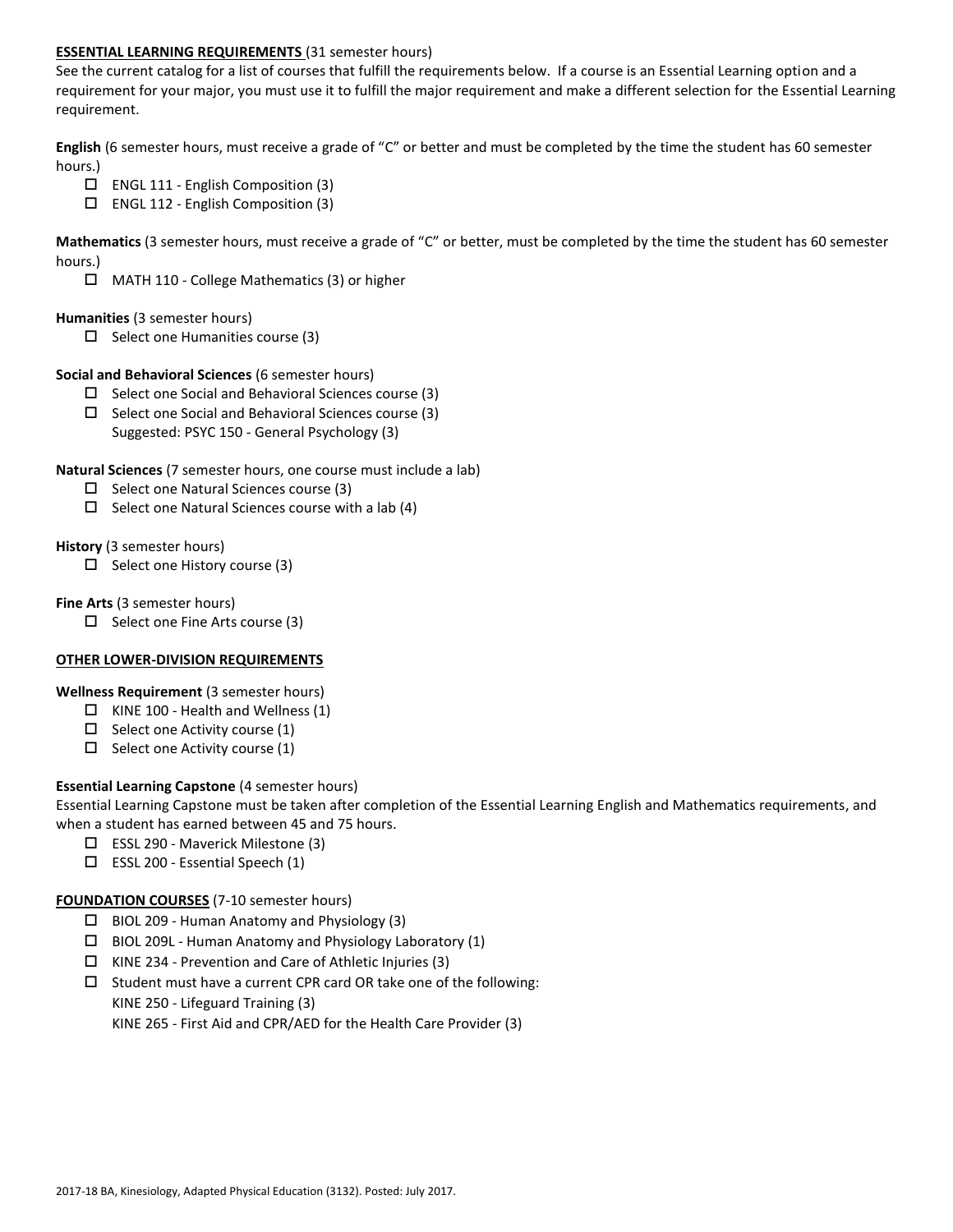**ESSENTIAL LEARNING REQUIREMENTS** (31 semester hours)

See the current catalog for a list of courses that fulfill the requirements below. If a course is an Essential Learning option and a requirement for your major, you must use it to fulfill the major requirement and make a different selection for the Essential Learning requirement.

**English** (6 semester hours, must receive a grade of "C" or better and must be completed by the time the student has 60 semester hours.)

- ☐ ENGL 111 - English Composition (3)
- ☐ ENGL 112 - English Composition (3)

**Mathematics** (3 semester hours, must receive a grade of "C" or better, must be completed by the time the student has 60 semester hours.)

- ☐ MATH 110 - College Mathematics (3) or higher

**Humanities** (3 semester hours)

- ☐ Select one Humanities course (3)

**Social and Behavioral Sciences** (6 semester hours)

- ☐ Select one Social and Behavioral Sciences course (3)
- ☐ Select one Social and Behavioral Sciences course (3)
  Suggested: PSYC 150 - General Psychology (3)

**Natural Sciences** (7 semester hours, one course must include a lab)

- ☐ Select one Natural Sciences course (3)
- ☐ Select one Natural Sciences course with a lab (4)

**History** (3 semester hours)

- ☐ Select one History course (3)

**Fine Arts** (3 semester hours)

- ☐ Select one Fine Arts course (3)

**OTHER LOWER-DIVISION REQUIREMENTS**

**Wellness Requirement** (3 semester hours)

- ☐ KINE 100 - Health and Wellness (1)
- ☐ Select one Activity course (1)
- ☐ Select one Activity course (1)

**Essential Learning Capstone** (4 semester hours)

Essential Learning Capstone must be taken after completion of the Essential Learning English and Mathematics requirements, and when a student has earned between 45 and 75 hours.

- ☐ ESSL 290 - Maverick Milestone (3)
- ☐ ESSL 200 - Essential Speech (1)

**FOUNDATION COURSES** (7-10 semester hours)

- ☐ BIOL 209 - Human Anatomy and Physiology (3)
- ☐ BIOL 209L - Human Anatomy and Physiology Laboratory (1)
- ☐ KINE 234 - Prevention and Care of Athletic Injuries (3)
- ☐ Student must have a current CPR card OR take one of the following:
  KINE 250 - Lifeguard Training (3)
  KINE 265 - First Aid and CPR/AED for the Health Care Provider (3)

2017-18 BA, Kinesiology, Adapted Physical Education (3132). Posted: July 2017.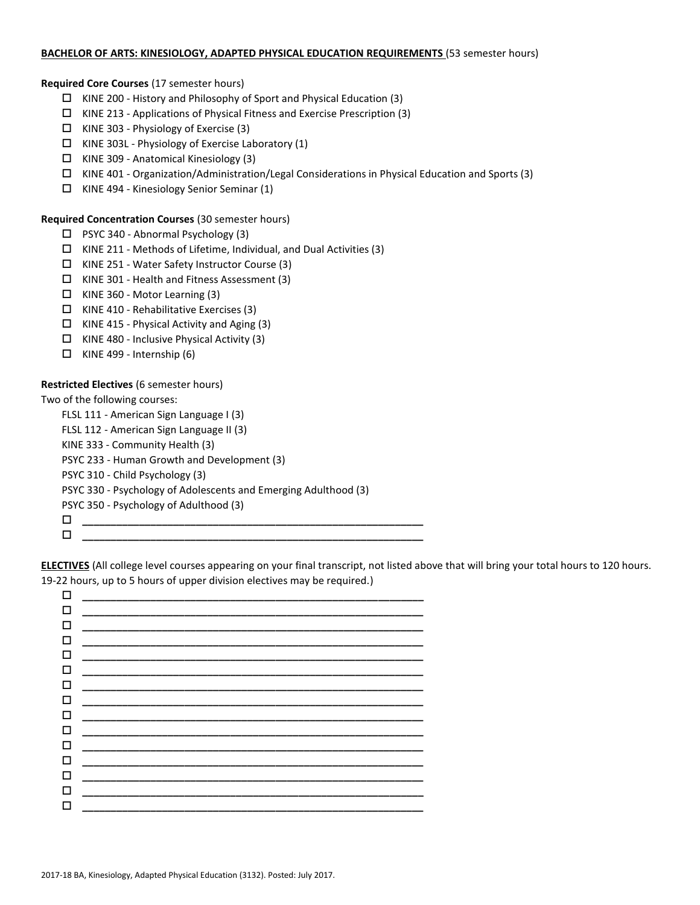**BACHELOR OF ARTS: KINESIOLOGY, ADAPTED PHYSICAL EDUCATION REQUIREMENTS** (53 semester hours)

**Required Core Courses** (17 semester hours)

- ☐ KINE 200 - History and Philosophy of Sport and Physical Education (3)
- ☐ KINE 213 - Applications of Physical Fitness and Exercise Prescription (3)
- ☐ KINE 303 - Physiology of Exercise (3)
- ☐ KINE 303L - Physiology of Exercise Laboratory (1)
- ☐ KINE 309 - Anatomical Kinesiology (3)
- ☐ KINE 401 - Organization/Administration/Legal Considerations in Physical Education and Sports (3)
- ☐ KINE 494 - Kinesiology Senior Seminar (1)

**Required Concentration Courses** (30 semester hours)

- ☐ PSYC 340 - Abnormal Psychology (3)
- ☐ KINE 211 - Methods of Lifetime, Individual, and Dual Activities (3)
- ☐ KINE 251 - Water Safety Instructor Course (3)
- ☐ KINE 301 - Health and Fitness Assessment (3)
- ☐ KINE 360 - Motor Learning (3)
- ☐ KINE 410 - Rehabilitative Exercises (3)
- ☐ KINE 415 - Physical Activity and Aging (3)
- ☐ KINE 480 - Inclusive Physical Activity (3)
- ☐ KINE 499 - Internship (6)

**Restricted Electives** (6 semester hours)

Two of the following courses:

FLSL 111 - American Sign Language I (3)
FLSL 112 - American Sign Language II (3)
KINE 333 - Community Health (3)
PSYC 233 - Human Growth and Development (3)
PSYC 310 - Child Psychology (3)
PSYC 330 - Psychology of Adolescents and Emerging Adulthood (3)
PSYC 350 - Psychology of Adulthood (3)

- ☐ ____________________________________________
- ☐ ____________________________________________

**ELECTIVES** (All college level courses appearing on your final transcript, not listed above that will bring your total hours to 120 hours. 19-22 hours, up to 5 hours of upper division electives may be required.)

- ☐ ____________________________________________
- ☐ ____________________________________________
- ☐ ____________________________________________
- ☐ ____________________________________________
- ☐ ____________________________________________
- ☐ ____________________________________________
- ☐ ____________________________________________
- ☐ ____________________________________________
- ☐ ____________________________________________
- ☐ ____________________________________________
- ☐ ____________________________________________
- ☐ ____________________________________________
- ☐ ____________________________________________
- ☐ ____________________________________________
- ☐ ____________________________________________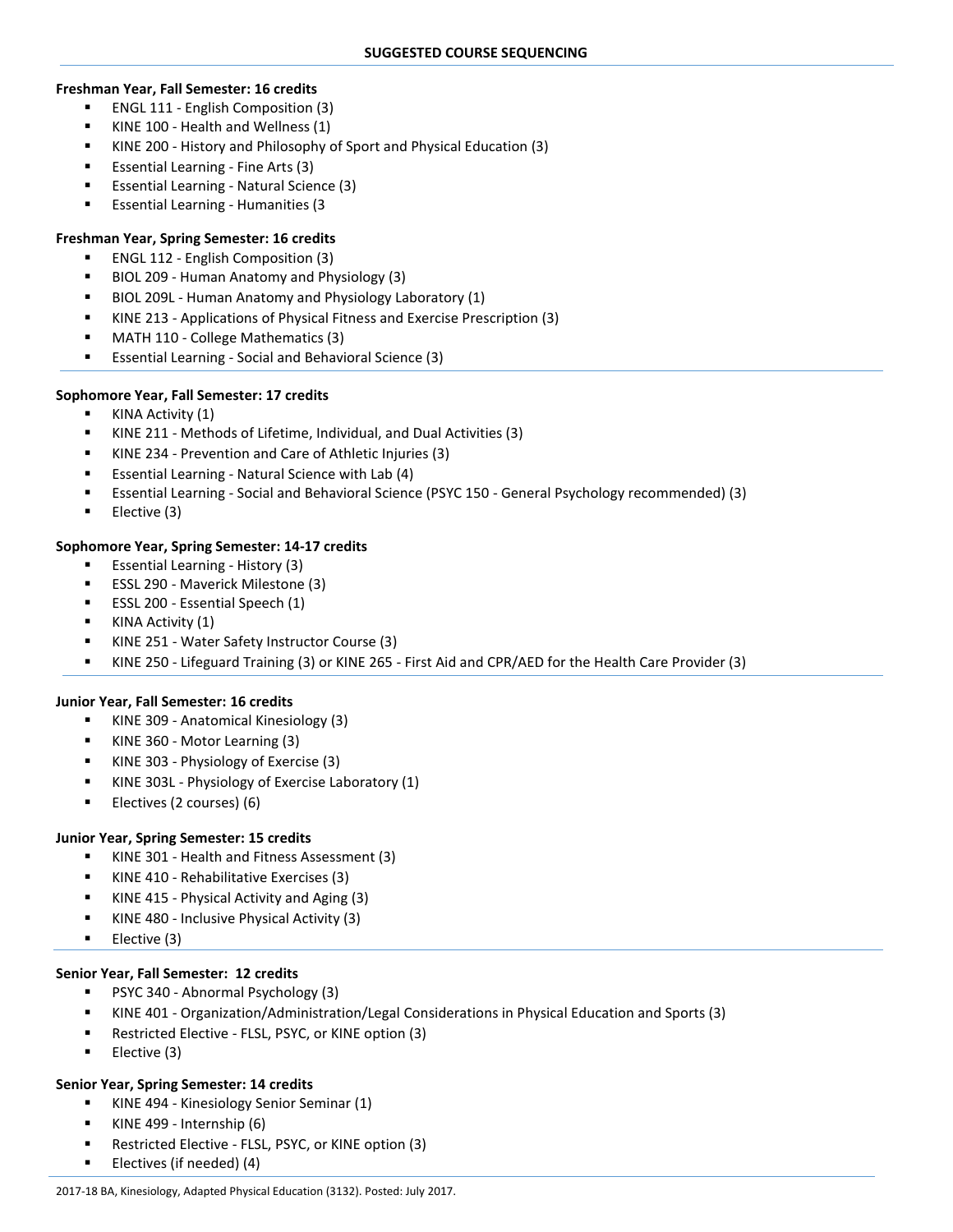## SUGGESTED COURSE SEQUENCING

**Freshman Year, Fall Semester: 16 credits**

- ENGL 111 - English Composition (3)
- KINE 100 - Health and Wellness (1)
- KINE 200 - History and Philosophy of Sport and Physical Education (3)
- Essential Learning - Fine Arts (3)
- Essential Learning - Natural Science (3)
- Essential Learning - Humanities (3

**Freshman Year, Spring Semester: 16 credits**

- ENGL 112 - English Composition (3)
- BIOL 209 - Human Anatomy and Physiology (3)
- BIOL 209L - Human Anatomy and Physiology Laboratory (1)
- KINE 213 - Applications of Physical Fitness and Exercise Prescription (3)
- MATH 110 - College Mathematics (3)
- Essential Learning - Social and Behavioral Science (3)

**Sophomore Year, Fall Semester: 17 credits**

- KINA Activity (1)
- KINE 211 - Methods of Lifetime, Individual, and Dual Activities (3)
- KINE 234 - Prevention and Care of Athletic Injuries (3)
- Essential Learning - Natural Science with Lab (4)
- Essential Learning - Social and Behavioral Science (PSYC 150 - General Psychology recommended) (3)
- Elective (3)

**Sophomore Year, Spring Semester: 14-17 credits**

- Essential Learning - History (3)
- ESSL 290 - Maverick Milestone (3)
- ESSL 200 - Essential Speech (1)
- KINA Activity (1)
- KINE 251 - Water Safety Instructor Course (3)
- KINE 250 - Lifeguard Training (3) or KINE 265 - First Aid and CPR/AED for the Health Care Provider (3)

**Junior Year, Fall Semester: 16 credits**

- KINE 309 - Anatomical Kinesiology (3)
- KINE 360 - Motor Learning (3)
- KINE 303 - Physiology of Exercise (3)
- KINE 303L - Physiology of Exercise Laboratory (1)
- Electives (2 courses) (6)

**Junior Year, Spring Semester: 15 credits**

- KINE 301 - Health and Fitness Assessment (3)
- KINE 410 - Rehabilitative Exercises (3)
- KINE 415 - Physical Activity and Aging (3)
- KINE 480 - Inclusive Physical Activity (3)
- Elective (3)

**Senior Year, Fall Semester: 12 credits**

- PSYC 340 - Abnormal Psychology (3)
- KINE 401 - Organization/Administration/Legal Considerations in Physical Education and Sports (3)
- Restricted Elective - FLSL, PSYC, or KINE option (3)
- Elective (3)

**Senior Year, Spring Semester: 14 credits**

- KINE 494 - Kinesiology Senior Seminar (1)
- KINE 499 - Internship (6)
- Restricted Elective - FLSL, PSYC, or KINE option (3)
- Electives (if needed) (4)